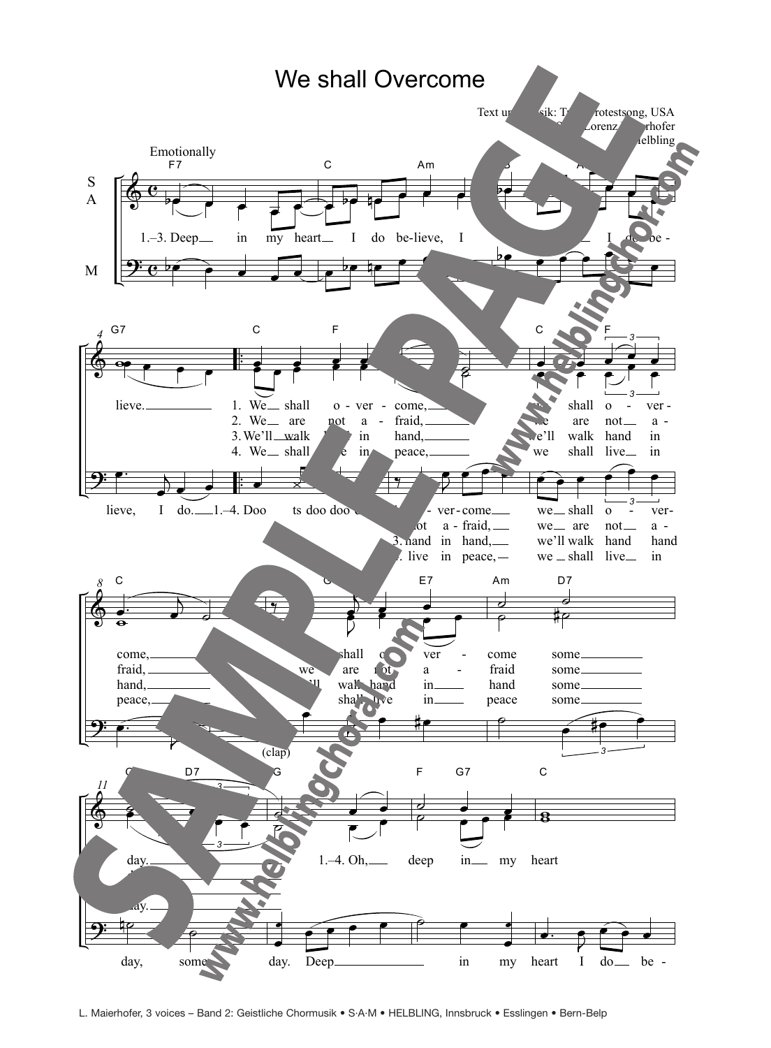# We shall Overcome

Text und Musik: Trad. Protestsong, USA
Satz: Lorenz Maierhofer
© Helbling

Emotionally

S A:
1.–3. Deep in my heart I do be-lieve, I ... I do be-lieve.

1. We shall o-ver-come, we shall o-ver-come,
2. We are not a-fraid, we are not a-fraid,
3. We'll walk hand in hand, we'll walk hand in hand,
4. We shall live in peace, we shall live in peace,

we shall o-ver-come some day.
we are not a-fraid some day.
we'll walk hand in hand some day.
we shall live in peace some day.

1.–4. Oh, deep in my heart

M:
Deep in my heart I do be-lieve, I do be-lieve, I do.
1.–4. Doo ts doo doo ...
1. o-ver-come we shall o-ver-come,
2. not a-fraid, we are not a-fraid,
3. hand in hand, we'll walk hand hand
4. live in peace, we shall live in peace,
(clap)
day, some day. Deep in my heart I do be-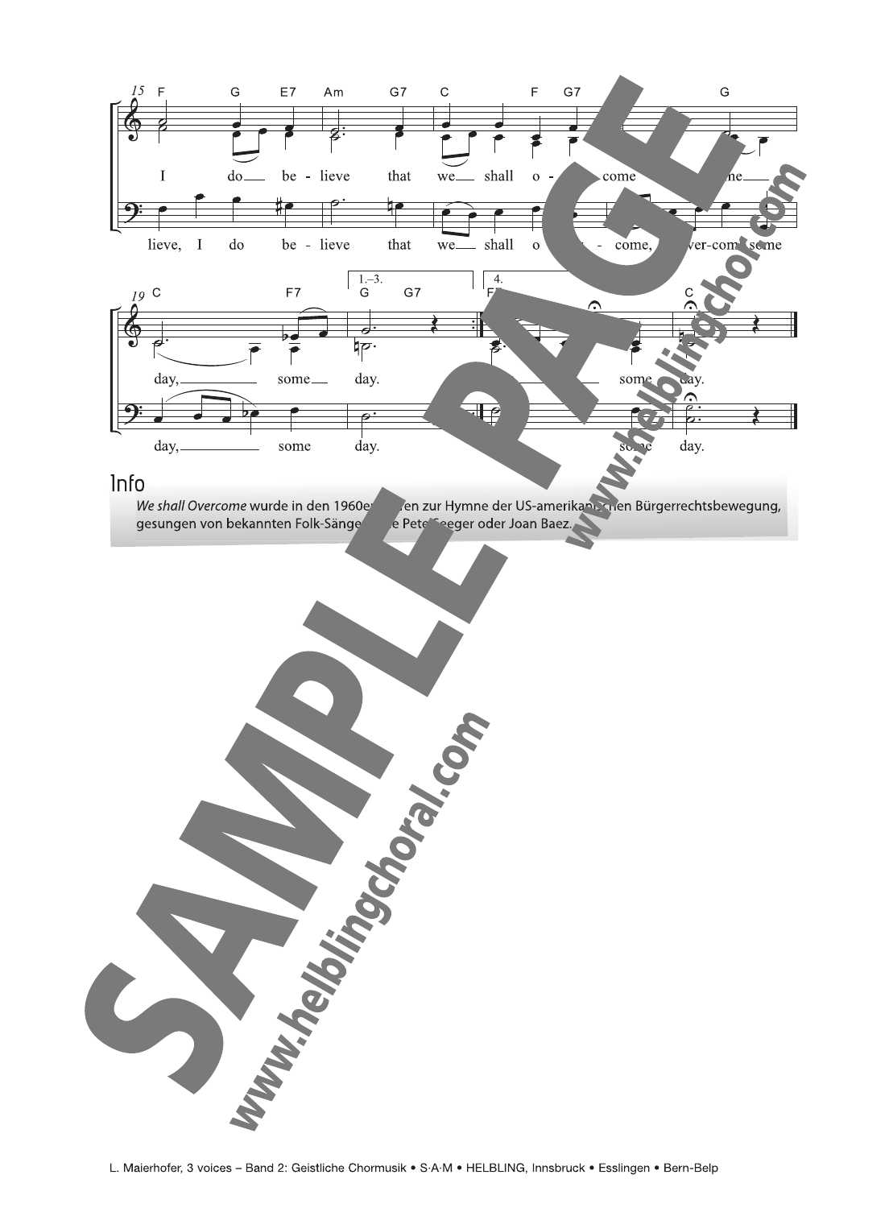## Info

*We shall Overcome* wurde in den 1960er Jahren zur Hymne der US-amerikanischen Bürgerrechtsbewegung, gesungen von bekannten Folk-Sängern wie Pete Seeger oder Joan Baez.